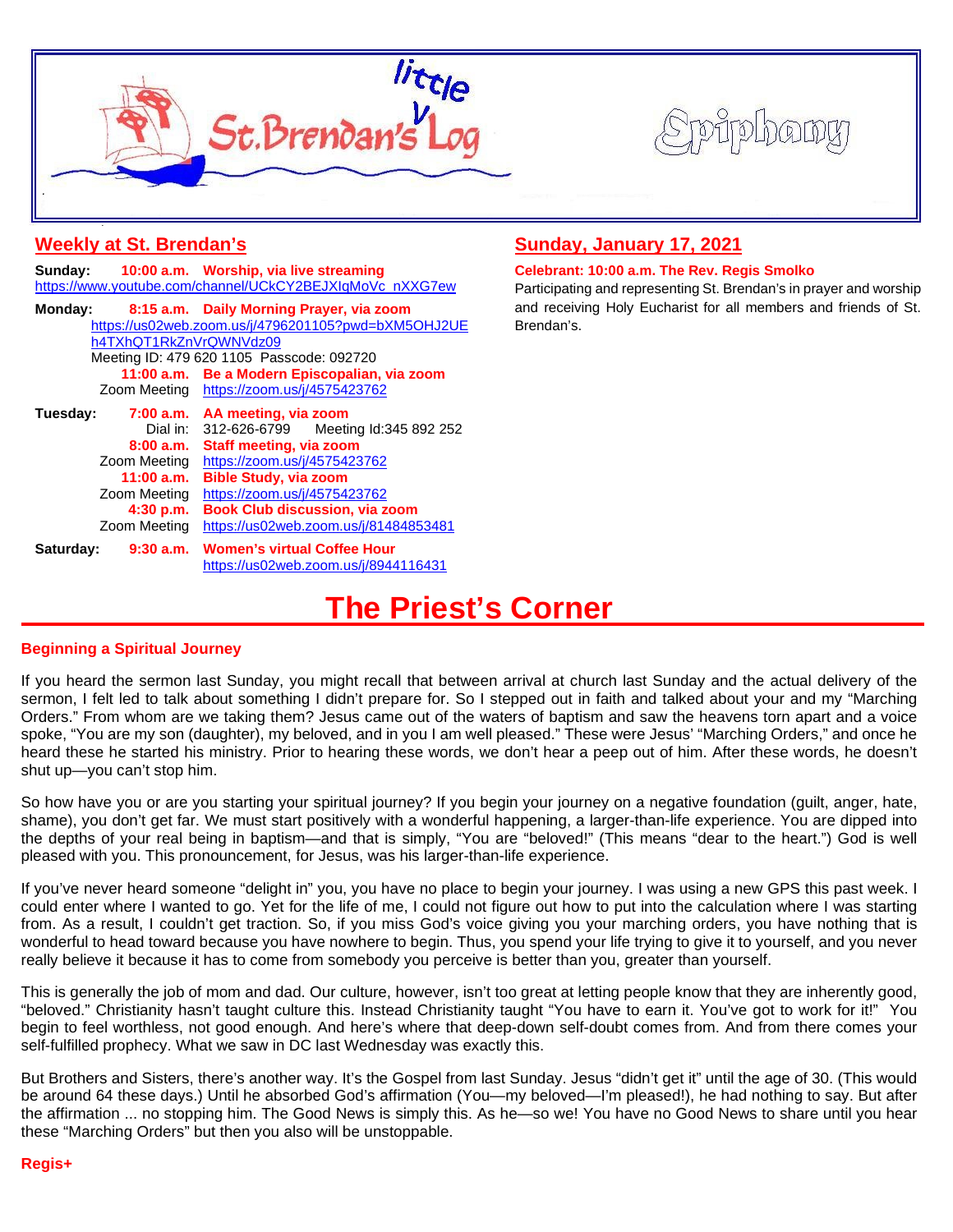# little St. Brendan's Log

# Epiphany

## Weekly at St. Brendan's

**Sunday:** **10:00 a.m. Worship, via live streaming**
https://www.youtube.com/channel/UCkCY2BEJXIqMoVc_nXXG7ew

**Monday:** **8:15 a.m. Daily Morning Prayer, via zoom**
https://us02web.zoom.us/j/4796201105?pwd=bXM5OHJ2UEh4TXhQT1RkZnVrQWNVdz09
Meeting ID: 479 620 1105 Passcode: 092720
**11:00 a.m. Be a Modern Episcopalian, via zoom**
Zoom Meeting https://zoom.us/j/4575423762

**Tuesday:** **7:00 a.m. AA meeting, via zoom**
Dial in: 312-626-6799 Meeting Id:345 892 252
**8:00 a.m. Staff meeting, via zoom**
Zoom Meeting https://zoom.us/j/4575423762
**11:00 a.m. Bible Study, via zoom**
Zoom Meeting https://zoom.us/j/4575423762
**4:30 p.m. Book Club discussion, via zoom**
Zoom Meeting https://us02web.zoom.us/j/81484853481

**Saturday:** **9:30 a.m. Women's virtual Coffee Hour**
https://us02web.zoom.us/j/8944116431

## Sunday, January 17, 2021

**Celebrant: 10:00 a.m. The Rev. Regis Smolko**

Participating and representing St. Brendan's in prayer and worship and receiving Holy Eucharist for all members and friends of St. Brendan's.

# The Priest's Corner

**Beginning a Spiritual Journey**

If you heard the sermon last Sunday, you might recall that between arrival at church last Sunday and the actual delivery of the sermon, I felt led to talk about something I didn't prepare for. So I stepped out in faith and talked about your and my "Marching Orders." From whom are we taking them? Jesus came out of the waters of baptism and saw the heavens torn apart and a voice spoke, "You are my son (daughter), my beloved, and in you I am well pleased." These were Jesus' "Marching Orders," and once he heard these he started his ministry. Prior to hearing these words, we don't hear a peep out of him. After these words, he doesn't shut up—you can't stop him.

So how have you or are you starting your spiritual journey? If you begin your journey on a negative foundation (guilt, anger, hate, shame), you don't get far. We must start positively with a wonderful happening, a larger-than-life experience. You are dipped into the depths of your real being in baptism—and that is simply, "You are "beloved!" (This means "dear to the heart.") God is well pleased with you. This pronouncement, for Jesus, was his larger-than-life experience.

If you've never heard someone "delight in" you, you have no place to begin your journey. I was using a new GPS this past week. I could enter where I wanted to go. Yet for the life of me, I could not figure out how to put into the calculation where I was starting from. As a result, I couldn't get traction. So, if you miss God's voice giving you your marching orders, you have nothing that is wonderful to head toward because you have nowhere to begin. Thus, you spend your life trying to give it to yourself, and you never really believe it because it has to come from somebody you perceive is better than you, greater than yourself.

This is generally the job of mom and dad. Our culture, however, isn't too great at letting people know that they are inherently good, "beloved." Christianity hasn't taught culture this. Instead Christianity taught "You have to earn it. You've got to work for it!" You begin to feel worthless, not good enough. And here's where that deep-down self-doubt comes from. And from there comes your self-fulfilled prophecy. What we saw in DC last Wednesday was exactly this.

But Brothers and Sisters, there's another way. It's the Gospel from last Sunday. Jesus "didn't get it" until the age of 30. (This would be around 64 these days.) Until he absorbed God's affirmation (You—my beloved—I'm pleased!), he had nothing to say. But after the affirmation ... no stopping him. The Good News is simply this. As he—so we! You have no Good News to share until you hear these "Marching Orders" but then you also will be unstoppable.

**Regis+**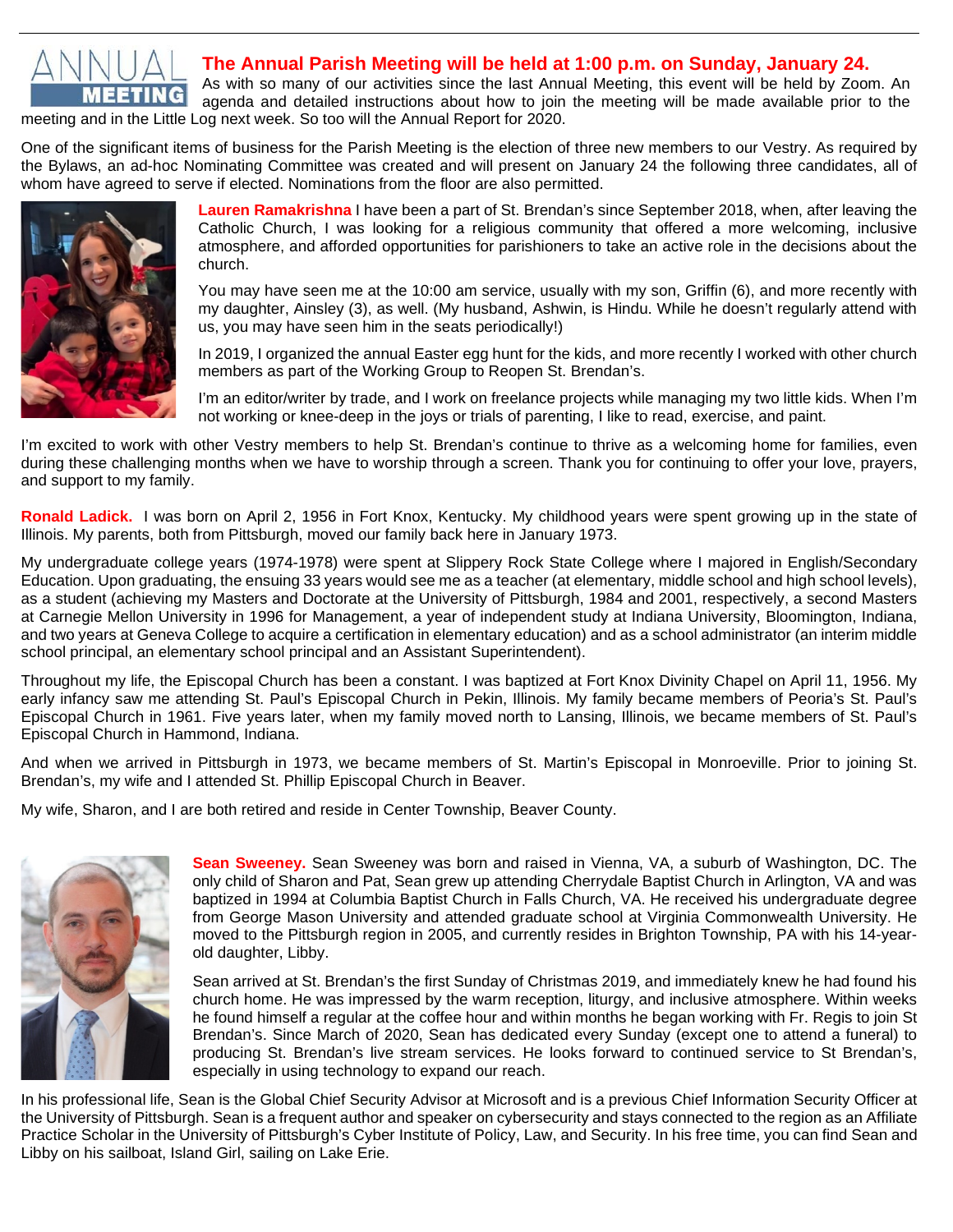## The Annual Parish Meeting will be held at 1:00 p.m. on Sunday, January 24.

As with so many of our activities since the last Annual Meeting, this event will be held by Zoom. An agenda and detailed instructions about how to join the meeting will be made available prior to the meeting and in the Little Log next week. So too will the Annual Report for 2020.

One of the significant items of business for the Parish Meeting is the election of three new members to our Vestry. As required by the Bylaws, an ad-hoc Nominating Committee was created and will present on January 24 the following three candidates, all of whom have agreed to serve if elected. Nominations from the floor are also permitted.

**Lauren Ramakrishna** I have been a part of St. Brendan's since September 2018, when, after leaving the Catholic Church, I was looking for a religious community that offered a more welcoming, inclusive atmosphere, and afforded opportunities for parishioners to take an active role in the decisions about the church.

You may have seen me at the 10:00 am service, usually with my son, Griffin (6), and more recently with my daughter, Ainsley (3), as well. (My husband, Ashwin, is Hindu. While he doesn't regularly attend with us, you may have seen him in the seats periodically!)

In 2019, I organized the annual Easter egg hunt for the kids, and more recently I worked with other church members as part of the Working Group to Reopen St. Brendan's.

I'm an editor/writer by trade, and I work on freelance projects while managing my two little kids. When I'm not working or knee-deep in the joys or trials of parenting, I like to read, exercise, and paint.

I'm excited to work with other Vestry members to help St. Brendan's continue to thrive as a welcoming home for families, even during these challenging months when we have to worship through a screen. Thank you for continuing to offer your love, prayers, and support to my family.

**Ronald Ladick.** I was born on April 2, 1956 in Fort Knox, Kentucky. My childhood years were spent growing up in the state of Illinois. My parents, both from Pittsburgh, moved our family back here in January 1973.

My undergraduate college years (1974-1978) were spent at Slippery Rock State College where I majored in English/Secondary Education. Upon graduating, the ensuing 33 years would see me as a teacher (at elementary, middle school and high school levels), as a student (achieving my Masters and Doctorate at the University of Pittsburgh, 1984 and 2001, respectively, a second Masters at Carnegie Mellon University in 1996 for Management, a year of independent study at Indiana University, Bloomington, Indiana, and two years at Geneva College to acquire a certification in elementary education) and as a school administrator (an interim middle school principal, an elementary school principal and an Assistant Superintendent).

Throughout my life, the Episcopal Church has been a constant. I was baptized at Fort Knox Divinity Chapel on April 11, 1956. My early infancy saw me attending St. Paul's Episcopal Church in Pekin, Illinois. My family became members of Peoria's St. Paul's Episcopal Church in 1961. Five years later, when my family moved north to Lansing, Illinois, we became members of St. Paul's Episcopal Church in Hammond, Indiana.

And when we arrived in Pittsburgh in 1973, we became members of St. Martin's Episcopal in Monroeville. Prior to joining St. Brendan's, my wife and I attended St. Phillip Episcopal Church in Beaver.

My wife, Sharon, and I are both retired and reside in Center Township, Beaver County.

**Sean Sweeney.** Sean Sweeney was born and raised in Vienna, VA, a suburb of Washington, DC. The only child of Sharon and Pat, Sean grew up attending Cherrydale Baptist Church in Arlington, VA and was baptized in 1994 at Columbia Baptist Church in Falls Church, VA. He received his undergraduate degree from George Mason University and attended graduate school at Virginia Commonwealth University. He moved to the Pittsburgh region in 2005, and currently resides in Brighton Township, PA with his 14-year-old daughter, Libby.

Sean arrived at St. Brendan's the first Sunday of Christmas 2019, and immediately knew he had found his church home. He was impressed by the warm reception, liturgy, and inclusive atmosphere. Within weeks he found himself a regular at the coffee hour and within months he began working with Fr. Regis to join St Brendan's. Since March of 2020, Sean has dedicated every Sunday (except one to attend a funeral) to producing St. Brendan's live stream services. He looks forward to continued service to St Brendan's, especially in using technology to expand our reach.

In his professional life, Sean is the Global Chief Security Advisor at Microsoft and is a previous Chief Information Security Officer at the University of Pittsburgh. Sean is a frequent author and speaker on cybersecurity and stays connected to the region as an Affiliate Practice Scholar in the University of Pittsburgh's Cyber Institute of Policy, Law, and Security. In his free time, you can find Sean and Libby on his sailboat, Island Girl, sailing on Lake Erie.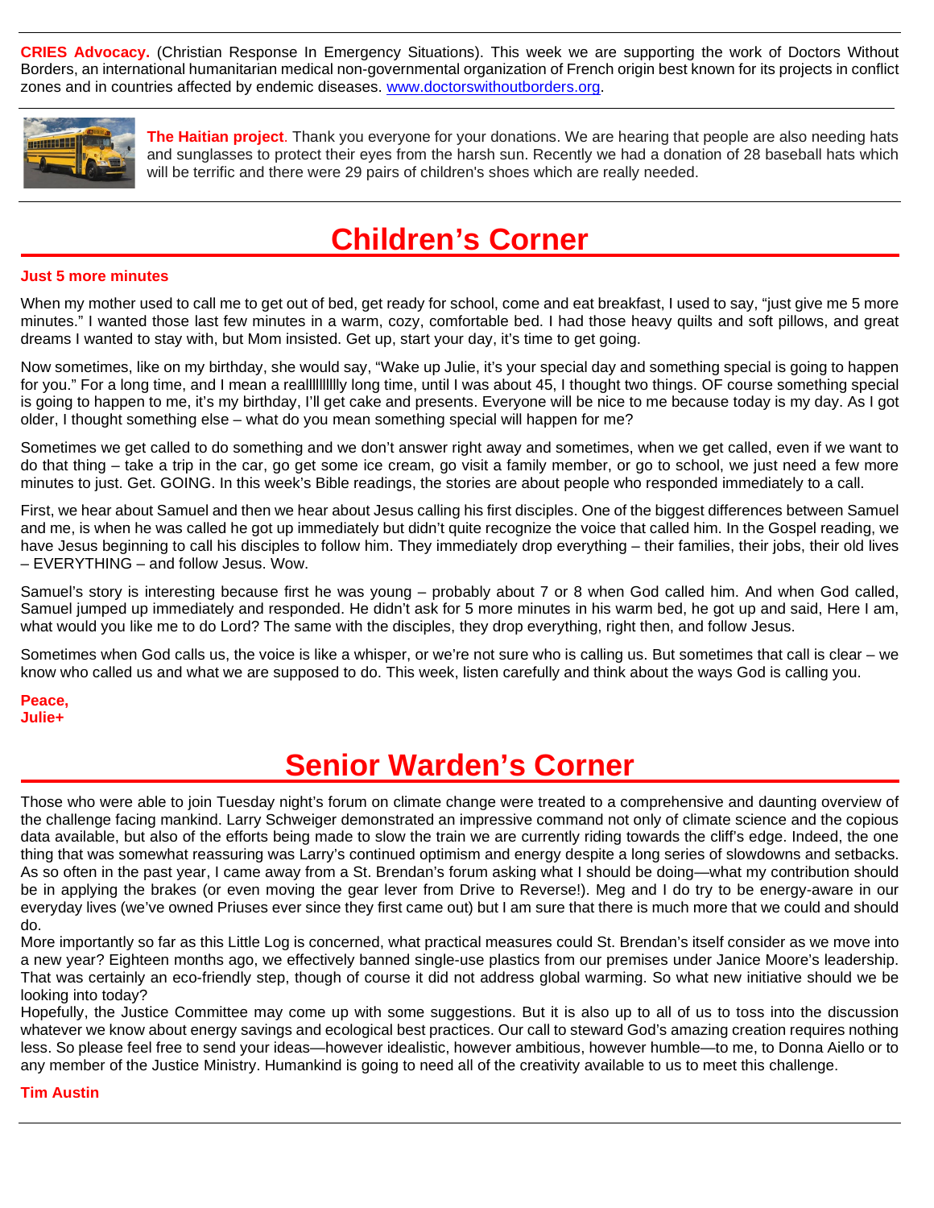**CRIES Advocacy.** (Christian Response In Emergency Situations). This week we are supporting the work of Doctors Without Borders, an international humanitarian medical non-governmental organization of French origin best known for its projects in conflict zones and in countries affected by endemic diseases. [www.doctorswithoutborders.org](http://www.doctorswithoutborders.org).

**The Haitian project**. Thank you everyone for your donations. We are hearing that people are also needing hats and sunglasses to protect their eyes from the harsh sun. Recently we had a donation of 28 baseball hats which will be terrific and there were 29 pairs of children's shoes which are really needed.

# Children's Corner

**Just 5 more minutes**

When my mother used to call me to get out of bed, get ready for school, come and eat breakfast, I used to say, "just give me 5 more minutes." I wanted those last few minutes in a warm, cozy, comfortable bed. I had those heavy quilts and soft pillows, and great dreams I wanted to stay with, but Mom insisted. Get up, start your day, it's time to get going.

Now sometimes, like on my birthday, she would say, "Wake up Julie, it's your special day and something special is going to happen for you." For a long time, and I mean a reallllllllly long time, until I was about 45, I thought two things. OF course something special is going to happen to me, it's my birthday, I'll get cake and presents. Everyone will be nice to me because today is my day. As I got older, I thought something else – what do you mean something special will happen for me?

Sometimes we get called to do something and we don't answer right away and sometimes, when we get called, even if we want to do that thing – take a trip in the car, go get some ice cream, go visit a family member, or go to school, we just need a few more minutes to just. Get. GOING. In this week's Bible readings, the stories are about people who responded immediately to a call.

First, we hear about Samuel and then we hear about Jesus calling his first disciples. One of the biggest differences between Samuel and me, is when he was called he got up immediately but didn't quite recognize the voice that called him. In the Gospel reading, we have Jesus beginning to call his disciples to follow him. They immediately drop everything – their families, their jobs, their old lives – EVERYTHING – and follow Jesus. Wow.

Samuel's story is interesting because first he was young – probably about 7 or 8 when God called him. And when God called, Samuel jumped up immediately and responded. He didn't ask for 5 more minutes in his warm bed, he got up and said, Here I am, what would you like me to do Lord? The same with the disciples, they drop everything, right then, and follow Jesus.

Sometimes when God calls us, the voice is like a whisper, or we're not sure who is calling us. But sometimes that call is clear – we know who called us and what we are supposed to do. This week, listen carefully and think about the ways God is calling you.

**Peace,**
**Julie+**

# Senior Warden's Corner

Those who were able to join Tuesday night's forum on climate change were treated to a comprehensive and daunting overview of the challenge facing mankind. Larry Schweiger demonstrated an impressive command not only of climate science and the copious data available, but also of the efforts being made to slow the train we are currently riding towards the cliff's edge. Indeed, the one thing that was somewhat reassuring was Larry's continued optimism and energy despite a long series of slowdowns and setbacks. As so often in the past year, I came away from a St. Brendan's forum asking what I should be doing—what my contribution should be in applying the brakes (or even moving the gear lever from Drive to Reverse!). Meg and I do try to be energy-aware in our everyday lives (we've owned Priuses ever since they first came out) but I am sure that there is much more that we could and should do.

More importantly so far as this Little Log is concerned, what practical measures could St. Brendan's itself consider as we move into a new year? Eighteen months ago, we effectively banned single-use plastics from our premises under Janice Moore's leadership. That was certainly an eco-friendly step, though of course it did not address global warming. So what new initiative should we be looking into today?

Hopefully, the Justice Committee may come up with some suggestions. But it is also up to all of us to toss into the discussion whatever we know about energy savings and ecological best practices. Our call to steward God's amazing creation requires nothing less. So please feel free to send your ideas—however idealistic, however ambitious, however humble—to me, to Donna Aiello or to any member of the Justice Ministry. Humankind is going to need all of the creativity available to us to meet this challenge.

**Tim Austin**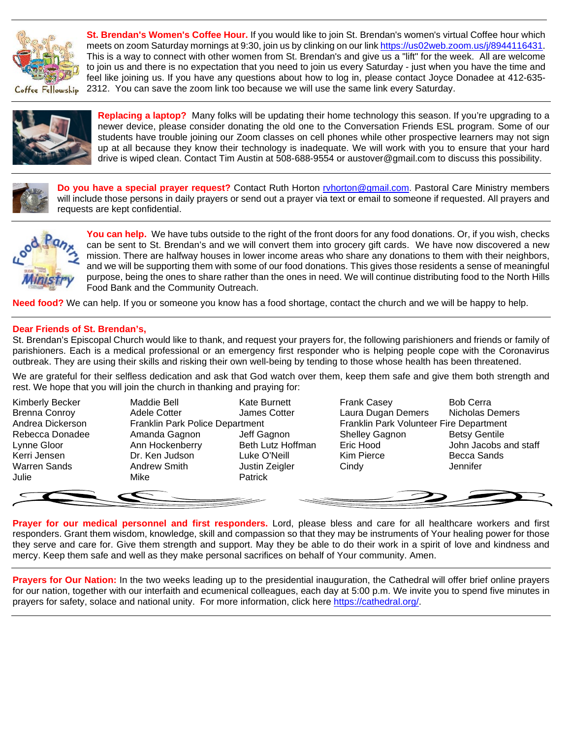**St. Brendan's Women's Coffee Hour.** If you would like to join St. Brendan's women's virtual Coffee hour which meets on zoom Saturday mornings at 9:30, join us by clinking on our link https://us02web.zoom.us/j/8944116431. This is a way to connect with other women from St. Brendan's and give us a "lift" for the week. All are welcome to join us and there is no expectation that you need to join us every Saturday - just when you have the time and feel like joining us. If you have any questions about how to log in, please contact Joyce Donadee at 412-635-2312. You can save the zoom link too because we will use the same link every Saturday.

---

**Replacing a laptop?** Many folks will be updating their home technology this season. If you're upgrading to a newer device, please consider donating the old one to the Conversation Friends ESL program. Some of our students have trouble joining our Zoom classes on cell phones while other prospective learners may not sign up at all because they know their technology is inadequate. We will work with you to ensure that your hard drive is wiped clean. Contact Tim Austin at 508-688-9554 or austover@gmail.com to discuss this possibility.

---

**Do you have a special prayer request?** Contact Ruth Horton rvhorton@gmail.com. Pastoral Care Ministry members will include those persons in daily prayers or send out a prayer via text or email to someone if requested. All prayers and requests are kept confidential.

---

**You can help.** We have tubs outside to the right of the front doors for any food donations. Or, if you wish, checks can be sent to St. Brendan's and we will convert them into grocery gift cards. We have now discovered a new mission. There are halfway houses in lower income areas who share any donations to them with their neighbors, and we will be supporting them with some of our food donations. This gives those residents a sense of meaningful purpose, being the ones to share rather than the ones in need. We will continue distributing food to the North Hills Food Bank and the Community Outreach.

**Need food?** We can help. If you or someone you know has a food shortage, contact the church and we will be happy to help.

---

**Dear Friends of St. Brendan's,**

St. Brendan's Episcopal Church would like to thank, and request your prayers for, the following parishioners and friends or family of parishioners. Each is a medical professional or an emergency first responder who is helping people cope with the Coronavirus outbreak. They are using their skills and risking their own well-being by tending to those whose health has been threatened.

We are grateful for their selfless dedication and ask that God watch over them, keep them safe and give them both strength and rest. We hope that you will join the church in thanking and praying for:

Kimberly Becker
Maddie Bell
Kate Burnett
Frank Casey
Bob Cerra
Brenna Conroy
Adele Cotter
James Cotter
Laura Dugan Demers
Nicholas Demers
Andrea Dickerson
Franklin Park Police Department
Franklin Park Volunteer Fire Department
Rebecca Donadee
Amanda Gagnon
Jeff Gagnon
Shelley Gagnon
Betsy Gentile
Lynne Gloor
Ann Hockenberry
Beth Lutz Hoffman
Eric Hood
John Jacobs and staff
Kerri Jensen
Dr. Ken Judson
Luke O'Neill
Kim Pierce
Becca Sands
Warren Sands
Andrew Smith
Justin Zeigler
Cindy
Jennifer
Julie
Mike
Patrick

**Prayer for our medical personnel and first responders.** Lord, please bless and care for all healthcare workers and first responders. Grant them wisdom, knowledge, skill and compassion so that they may be instruments of Your healing power for those they serve and care for. Give them strength and support. May they be able to do their work in a spirit of love and kindness and mercy. Keep them safe and well as they make personal sacrifices on behalf of Your community. Amen.

---

**Prayers for Our Nation:** In the two weeks leading up to the presidential inauguration, the Cathedral will offer brief online prayers for our nation, together with our interfaith and ecumenical colleagues, each day at 5:00 p.m. We invite you to spend five minutes in prayers for safety, solace and national unity. For more information, click here https://cathedral.org/.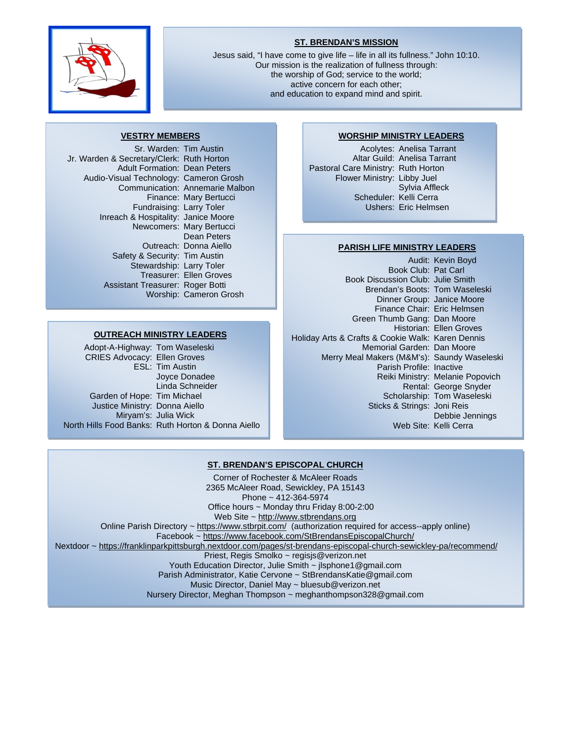## ST. BRENDAN'S MISSION

Jesus said, "I have come to give life – life in all its fullness." John 10:10.
Our mission is the realization of fullness through:
the worship of God; service to the world;
active concern for each other;
and education to expand mind and spirit.

## VESTRY MEMBERS

| | |
|---|---|
| Sr. Warden: | Tim Austin |
| Jr. Warden & Secretary/Clerk: | Ruth Horton |
| Adult Formation: | Dean Peters |
| Audio-Visual Technology: | Cameron Grosh |
| Communication: | Annemarie Malbon |
| Finance: | Mary Bertucci |
| Fundraising: | Larry Toler |
| Inreach & Hospitality: | Janice Moore |
| Newcomers: | Mary Bertucci |
| | Dean Peters |
| Outreach: | Donna Aiello |
| Safety & Security: | Tim Austin |
| Stewardship: | Larry Toler |
| Treasurer: | Ellen Groves |
| Assistant Treasurer: | Roger Botti |
| Worship: | Cameron Grosh |

## OUTREACH MINISTRY LEADERS

| | |
|---|---|
| Adopt-A-Highway: | Tom Waseleski |
| CRIES Advocacy: | Ellen Groves |
| ESL: | Tim Austin |
| | Joyce Donadee |
| | Linda Schneider |
| Garden of Hope: | Tim Michael |
| Justice Ministry: | Donna Aiello |
| Miryam's: | Julia Wick |
| North Hills Food Banks: | Ruth Horton & Donna Aiello |

## WORSHIP MINISTRY LEADERS

| | |
|---|---|
| Acolytes: | Anelisa Tarrant |
| Altar Guild: | Anelisa Tarrant |
| Pastoral Care Ministry: | Ruth Horton |
| Flower Ministry: | Libby Juel |
| | Sylvia Affleck |
| Scheduler: | Kelli Cerra |
| Ushers: | Eric Helmsen |

## PARISH LIFE MINISTRY LEADERS

| | |
|---|---|
| Audit: | Kevin Boyd |
| Book Club: | Pat Carl |
| Book Discussion Club: | Julie Smith |
| Brendan's Boots: | Tom Waseleski |
| Dinner Group: | Janice Moore |
| Finance Chair: | Eric Helmsen |
| Green Thumb Gang: | Dan Moore |
| Historian: | Ellen Groves |
| Holiday Arts & Crafts & Cookie Walk: | Karen Dennis |
| Memorial Garden: | Dan Moore |
| Merry Meal Makers (M&M's): | Saundy Waseleski |
| Parish Profile: | Inactive |
| Reiki Ministry: | Melanie Popovich |
| Rental: | George Snyder |
| Scholarship: | Tom Waseleski |
| Sticks & Strings: | Joni Reis |
| | Debbie Jennings |
| Web Site: | Kelli Cerra |

## ST. BRENDAN'S EPISCOPAL CHURCH

Corner of Rochester & McAleer Roads
2365 McAleer Road, Sewickley, PA 15143
Phone ~ 412-364-5974
Office hours ~ Monday thru Friday 8:00-2:00
Web Site ~ http://www.stbrendans.org
Online Parish Directory ~ https://www.stbrpit.com/ (authorization required for access--apply online)
Facebook ~ https://www.facebook.com/StBrendansEpiscopalChurch/
Nextdoor ~ https://franklinparkpittsburgh.nextdoor.com/pages/st-brendans-episcopal-church-sewickley-pa/recommend/
Priest, Regis Smolko ~ regisjs@verizon.net
Youth Education Director, Julie Smith ~ jlsphone1@gmail.com
Parish Administrator, Katie Cervone ~ StBrendansKatie@gmail.com
Music Director, Daniel May ~ bluesub@verizon.net
Nursery Director, Meghan Thompson ~ meghanthompson328@gmail.com